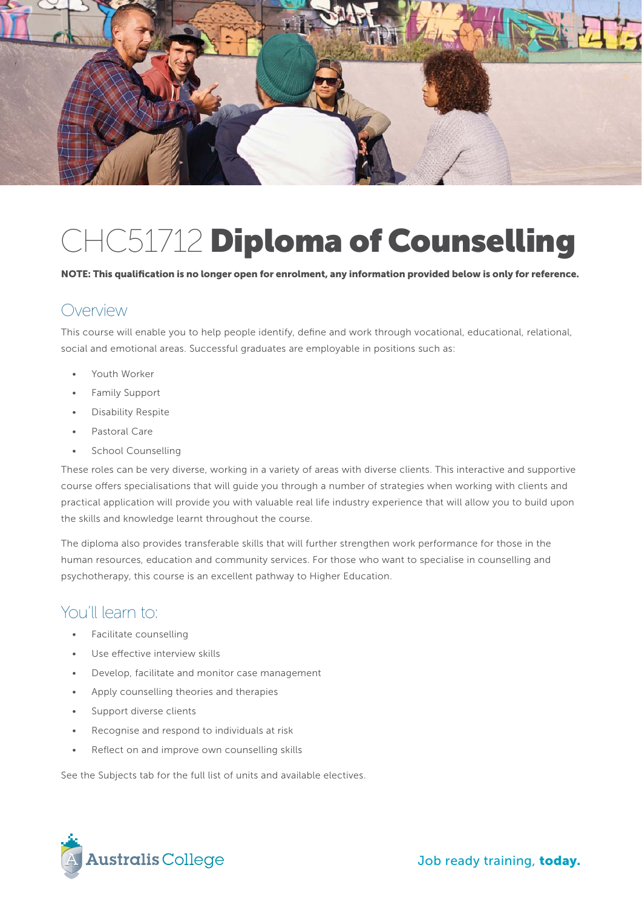# CHC51712 **Diploma of Counselling**

**NOTE: This qualification is no longer open for enrolment, any information provided below is only for reference.**

## Overview

This course will enable you to help people identify, define and work through vocational, educational, relational, social and emotional areas. Successful graduates are employable in positions such as:

- Youth Worker
- Family Support
- Disability Respite
- Pastoral Care
- School Counselling

These roles can be very diverse, working in a variety of areas with diverse clients. This interactive and supportive course offers specialisations that will guide you through a number of strategies when working with clients and practical application will provide you with valuable real life industry experience that will allow you to build upon the skills and knowledge learnt throughout the course.

The diploma also provides transferable skills that will further strengthen work performance for those in the human resources, education and community services. For those who want to specialise in counselling and psychotherapy, this course is an excellent pathway to Higher Education.

## You'll learn to:

- Facilitate counselling
- Use effective interview skills
- Develop, facilitate and monitor case management
- Apply counselling theories and therapies
- Support diverse clients
- Recognise and respond to individuals at risk
- Reflect on and improve own counselling skills

See the Subjects tab for the full list of units and available electives.

Australis College

Job ready training, **today.**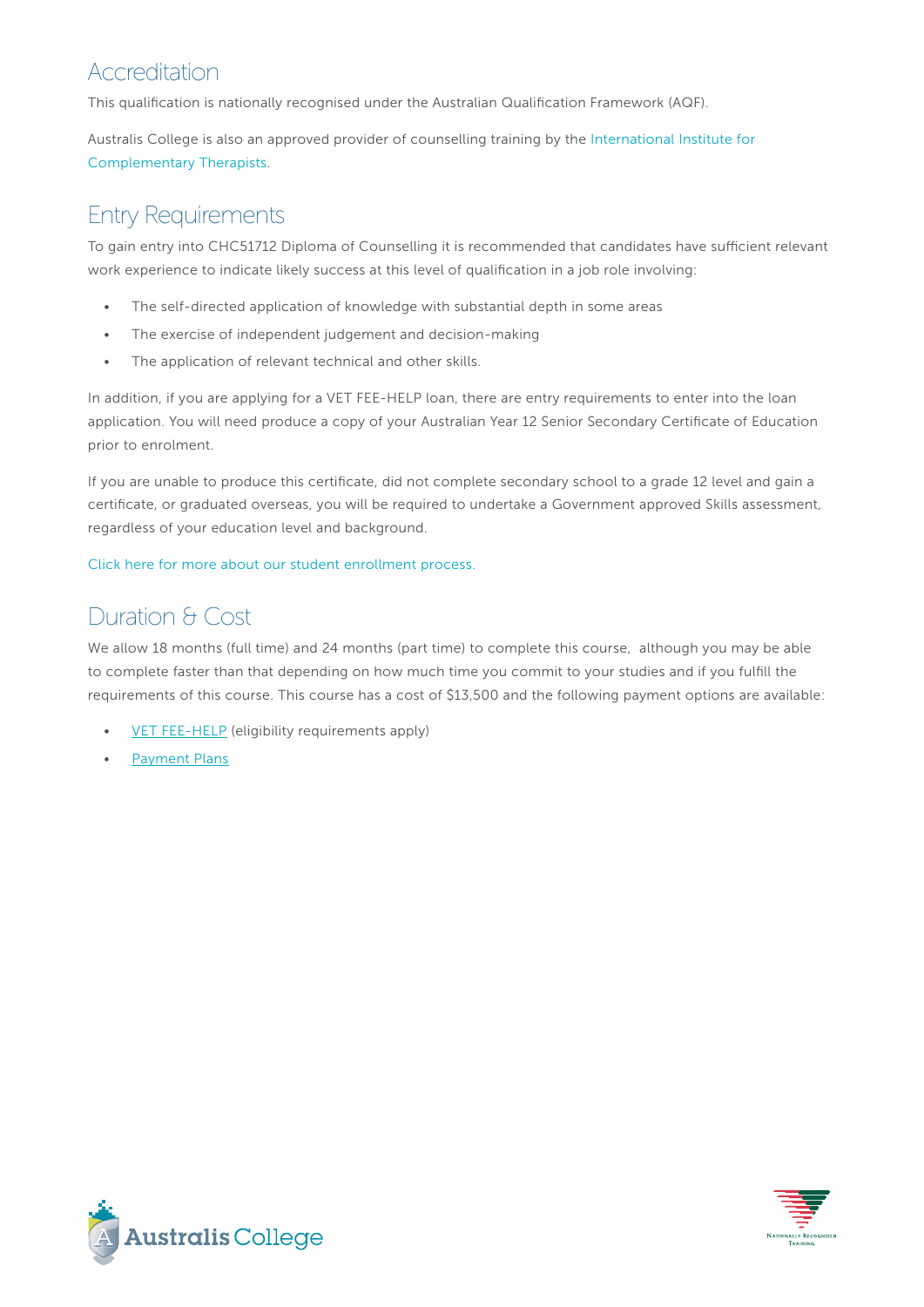## Accreditation

This qualification is nationally recognised under the Australian Qualification Framework (AQF).

Australis College is also an approved provider of counselling training by the International Institute for Complementary Therapists.

## Entry Requirements

To gain entry into CHC51712 Diploma of Counselling it is recommended that candidates have sufficient relevant work experience to indicate likely success at this level of qualification in a job role involving:

- The self-directed application of knowledge with substantial depth in some areas
- The exercise of independent judgement and decision-making
- The application of relevant technical and other skills.

In addition, if you are applying for a VET FEE-HELP loan, there are entry requirements to enter into the loan application. You will need produce a copy of your Australian Year 12 Senior Secondary Certificate of Education prior to enrolment.

If you are unable to produce this certificate, did not complete secondary school to a grade 12 level and gain a certificate, or graduated overseas, you will be required to undertake a Government approved Skills assessment, regardless of your education level and background.

Click here for more about our student enrollment process.

## Duration & Cost

We allow 18 months (full time) and 24 months (part time) to complete this course, although you may be able to complete faster than that depending on how much time you commit to your studies and if you fulfill the requirements of this course. This course has a cost of $13,500 and the following payment options are available:

- VET FEE-HELP (eligibility requirements apply)
- Payment Plans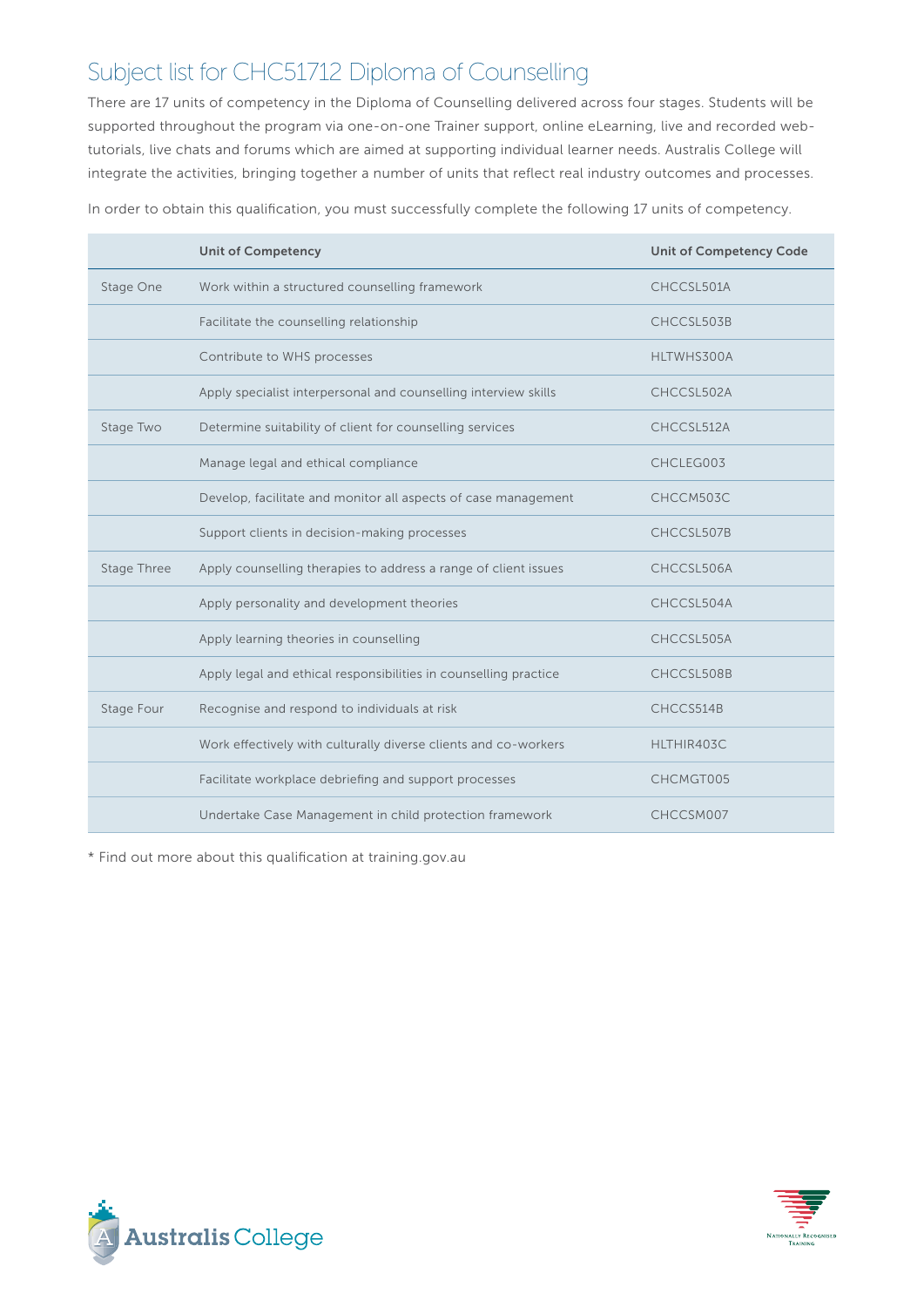# Subject list for CHC51712 Diploma of Counselling

There are 17 units of competency in the Diploma of Counselling delivered across four stages. Students will be supported throughout the program via one-on-one Trainer support, online eLearning, live and recorded web-tutorials, live chats and forums which are aimed at supporting individual learner needs. Australis College will integrate the activities, bringing together a number of units that reflect real industry outcomes and processes.

In order to obtain this qualification, you must successfully complete the following 17 units of competency.

| | Unit of Competency | Unit of Competency Code |
|---|---|---|
| Stage One | Work within a structured counselling framework | CHCCSL501A |
| | Facilitate the counselling relationship | CHCCSL503B |
| | Contribute to WHS processes | HLTWHS300A |
| | Apply specialist interpersonal and counselling interview skills | CHCCSL502A |
| Stage Two | Determine suitability of client for counselling services | CHCCSL512A |
| | Manage legal and ethical compliance | CHCLEG003 |
| | Develop, facilitate and monitor all aspects of case management | CHCCM503C |
| | Support clients in decision-making processes | CHCCSL507B |
| Stage Three | Apply counselling therapies to address a range of client issues | CHCCSL506A |
| | Apply personality and development theories | CHCCSL504A |
| | Apply learning theories in counselling | CHCCSL505A |
| | Apply legal and ethical responsibilities in counselling practice | CHCCSL508B |
| Stage Four | Recognise and respond to individuals at risk | CHCCS514B |
| | Work effectively with culturally diverse clients and co-workers | HLTHIR403C |
| | Facilitate workplace debriefing and support processes | CHCMGT005 |
| | Undertake Case Management in child protection framework | CHCCSM007 |

* Find out more about this qualification at training.gov.au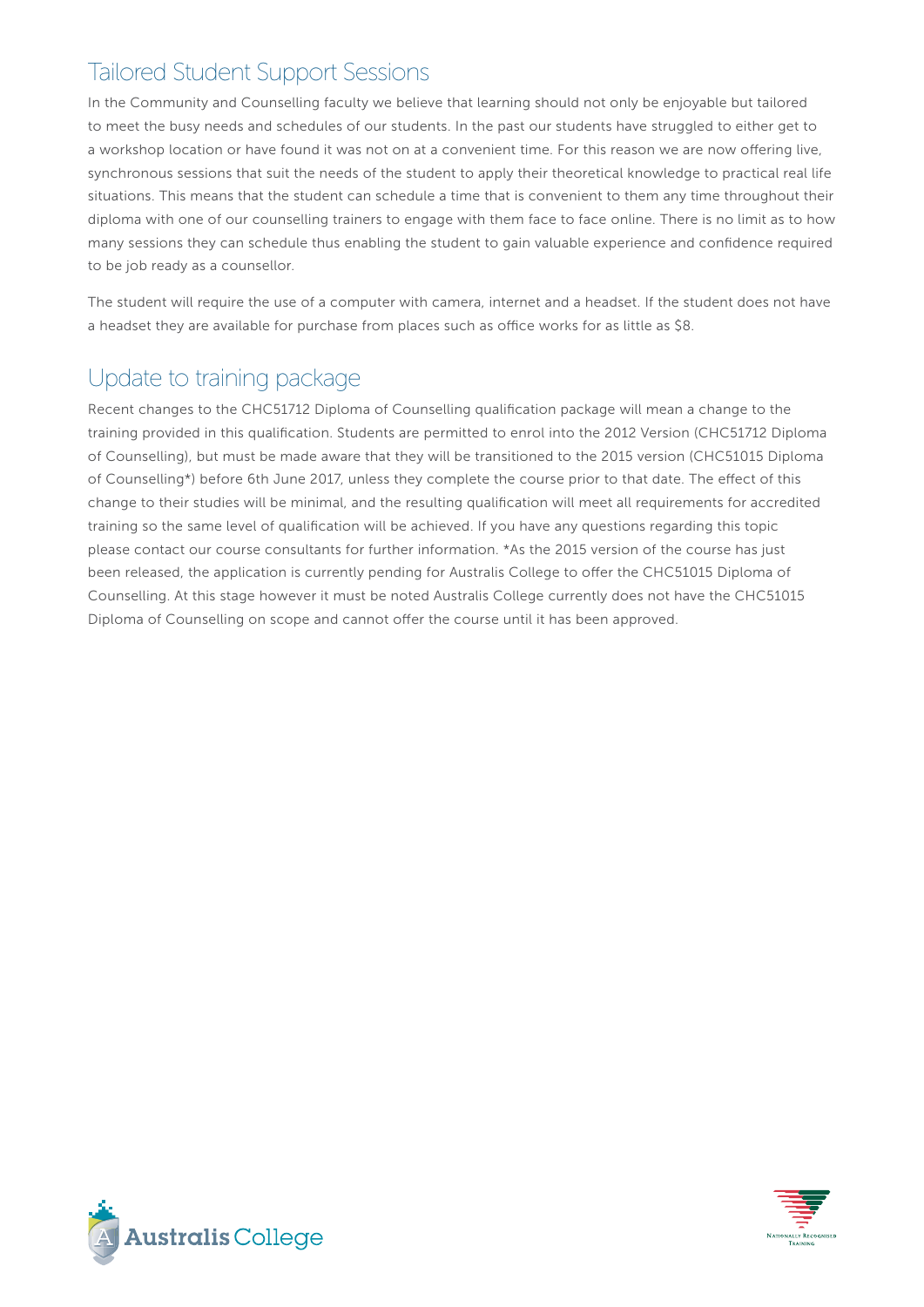## Tailored Student Support Sessions

In the Community and Counselling faculty we believe that learning should not only be enjoyable but tailored to meet the busy needs and schedules of our students. In the past our students have struggled to either get to a workshop location or have found it was not on at a convenient time. For this reason we are now offering live, synchronous sessions that suit the needs of the student to apply their theoretical knowledge to practical real life situations. This means that the student can schedule a time that is convenient to them any time throughout their diploma with one of our counselling trainers to engage with them face to face online. There is no limit as to how many sessions they can schedule thus enabling the student to gain valuable experience and confidence required to be job ready as a counsellor.

The student will require the use of a computer with camera, internet and a headset. If the student does not have a headset they are available for purchase from places such as office works for as little as $8.

## Update to training package

Recent changes to the CHC51712 Diploma of Counselling qualification package will mean a change to the training provided in this qualification. Students are permitted to enrol into the 2012 Version (CHC51712 Diploma of Counselling), but must be made aware that they will be transitioned to the 2015 version (CHC51015 Diploma of Counselling*) before 6th June 2017, unless they complete the course prior to that date. The effect of this change to their studies will be minimal, and the resulting qualification will meet all requirements for accredited training so the same level of qualification will be achieved. If you have any questions regarding this topic please contact our course consultants for further information. *As the 2015 version of the course has just been released, the application is currently pending for Australis College to offer the CHC51015 Diploma of Counselling. At this stage however it must be noted Australis College currently does not have the CHC51015 Diploma of Counselling on scope and cannot offer the course until it has been approved.